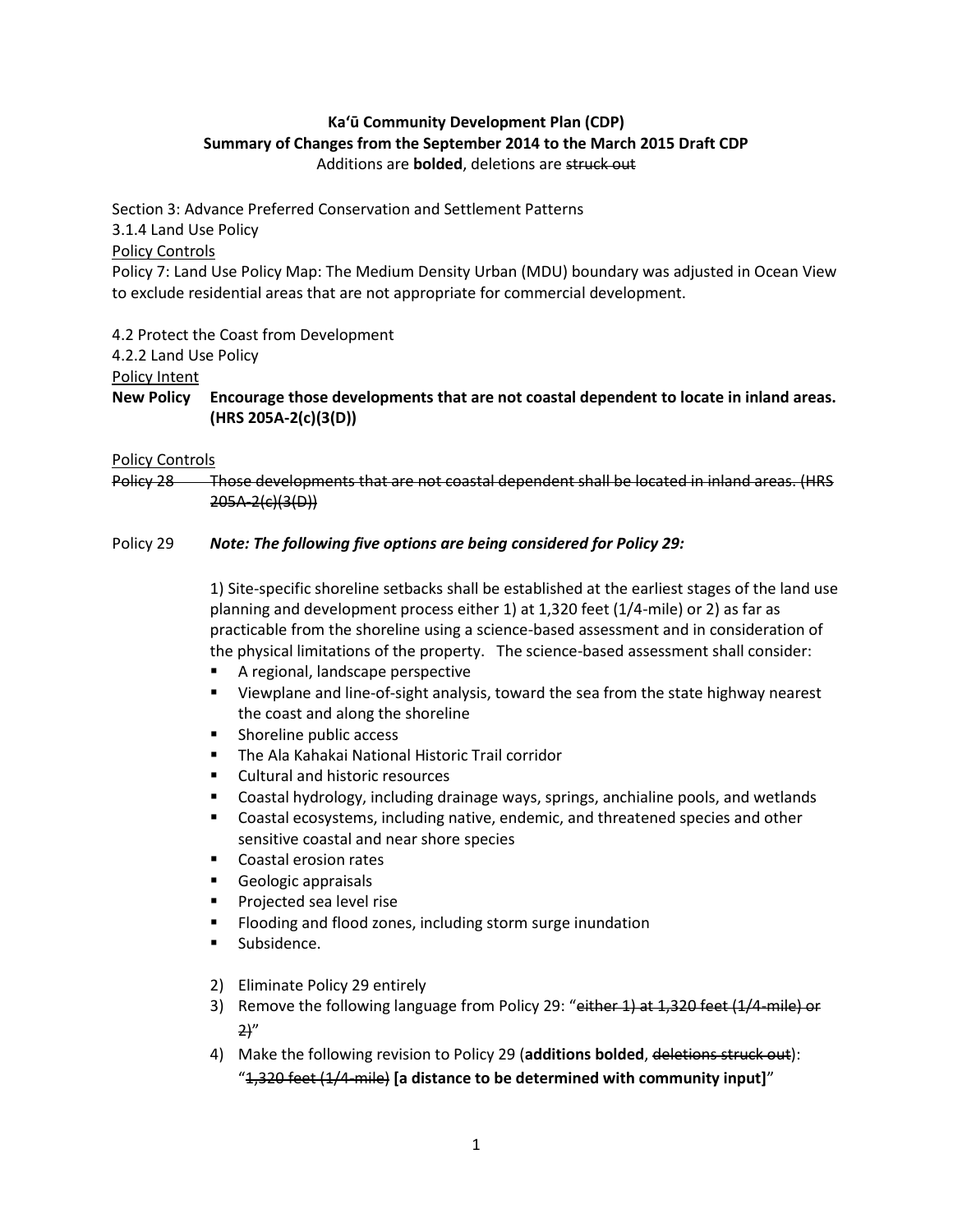**Kaʻū Community Development Plan (CDP)**
**Summary of Changes from the September 2014 to the March 2015 Draft CDP**
Additions are **bolded**, deletions are ~~struck out~~

Section 3: Advance Preferred Conservation and Settlement Patterns
3.1.4 Land Use Policy
<u>Policy Controls</u>
Policy 7: Land Use Policy Map: The Medium Density Urban (MDU) boundary was adjusted in Ocean View to exclude residential areas that are not appropriate for commercial development.

4.2 Protect the Coast from Development
4.2.2 Land Use Policy
<u>Policy Intent</u>
**New Policy Encourage those developments that are not coastal dependent to locate in inland areas. (HRS 205A-2(c)(3(D))**

<u>Policy Controls</u>
~~Policy 28 Those developments that are not coastal dependent shall be located in inland areas. (HRS 205A-2(c)(3(D))~~

Policy 29 ***Note: The following five options are being considered for Policy 29:***

1) Site-specific shoreline setbacks shall be established at the earliest stages of the land use planning and development process either 1) at 1,320 feet (1/4-mile) or 2) as far as practicable from the shoreline using a science-based assessment and in consideration of the physical limitations of the property. The science-based assessment shall consider:
- A regional, landscape perspective
- Viewplane and line-of-sight analysis, toward the sea from the state highway nearest the coast and along the shoreline
- Shoreline public access
- The Ala Kahakai National Historic Trail corridor
- Cultural and historic resources
- Coastal hydrology, including drainage ways, springs, anchialine pools, and wetlands
- Coastal ecosystems, including native, endemic, and threatened species and other sensitive coastal and near shore species
- Coastal erosion rates
- Geologic appraisals
- Projected sea level rise
- Flooding and flood zones, including storm surge inundation
- Subsidence.

2) Eliminate Policy 29 entirely
3) Remove the following language from Policy 29: "~~either 1) at 1,320 feet (1/4-mile) or 2)~~"
4) Make the following revision to Policy 29 (**additions bolded**, ~~deletions struck out~~): "~~1,320 feet (1/4-mile)~~ **[a distance to be determined with community input]**"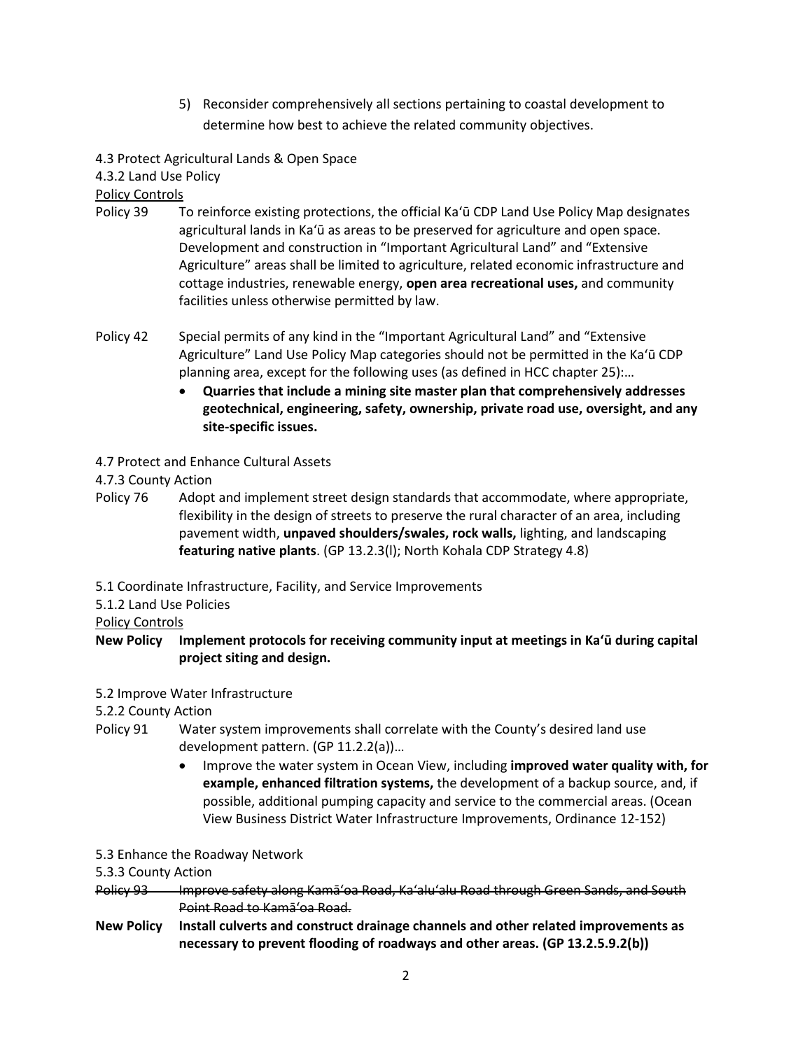5) Reconsider comprehensively all sections pertaining to coastal development to determine how best to achieve the related community objectives.

4.3 Protect Agricultural Lands & Open Space

4.3.2 Land Use Policy

<u>Policy Controls</u>

Policy 39 To reinforce existing protections, the official Kaʻū CDP Land Use Policy Map designates agricultural lands in Kaʻū as areas to be preserved for agriculture and open space. Development and construction in "Important Agricultural Land" and "Extensive Agriculture" areas shall be limited to agriculture, related economic infrastructure and cottage industries, renewable energy, **open area recreational uses,** and community facilities unless otherwise permitted by law.

Policy 42 Special permits of any kind in the "Important Agricultural Land" and "Extensive Agriculture" Land Use Policy Map categories should not be permitted in the Kaʻū CDP planning area, except for the following uses (as defined in HCC chapter 25):…

- **Quarries that include a mining site master plan that comprehensively addresses geotechnical, engineering, safety, ownership, private road use, oversight, and any site-specific issues.**

4.7 Protect and Enhance Cultural Assets

4.7.3 County Action

Policy 76 Adopt and implement street design standards that accommodate, where appropriate, flexibility in the design of streets to preserve the rural character of an area, including pavement width, **unpaved shoulders/swales, rock walls,** lighting, and landscaping **featuring native plants**. (GP 13.2.3(l); North Kohala CDP Strategy 4.8)

5.1 Coordinate Infrastructure, Facility, and Service Improvements

5.1.2 Land Use Policies

<u>Policy Controls</u>

**New Policy Implement protocols for receiving community input at meetings in Kaʻū during capital project siting and design.**

5.2 Improve Water Infrastructure

5.2.2 County Action

Policy 91 Water system improvements shall correlate with the County's desired land use development pattern. (GP 11.2.2(a))…

- Improve the water system in Ocean View, including **improved water quality with, for example, enhanced filtration systems,** the development of a backup source, and, if possible, additional pumping capacity and service to the commercial areas. (Ocean View Business District Water Infrastructure Improvements, Ordinance 12-152)

5.3 Enhance the Roadway Network

5.3.3 County Action

~~Policy 93 Improve safety along Kamāʻoa Road, Kaʻaluʻalu Road through Green Sands, and South Point Road to Kamāʻoa Road.~~

**New Policy Install culverts and construct drainage channels and other related improvements as necessary to prevent flooding of roadways and other areas. (GP 13.2.5.9.2(b))**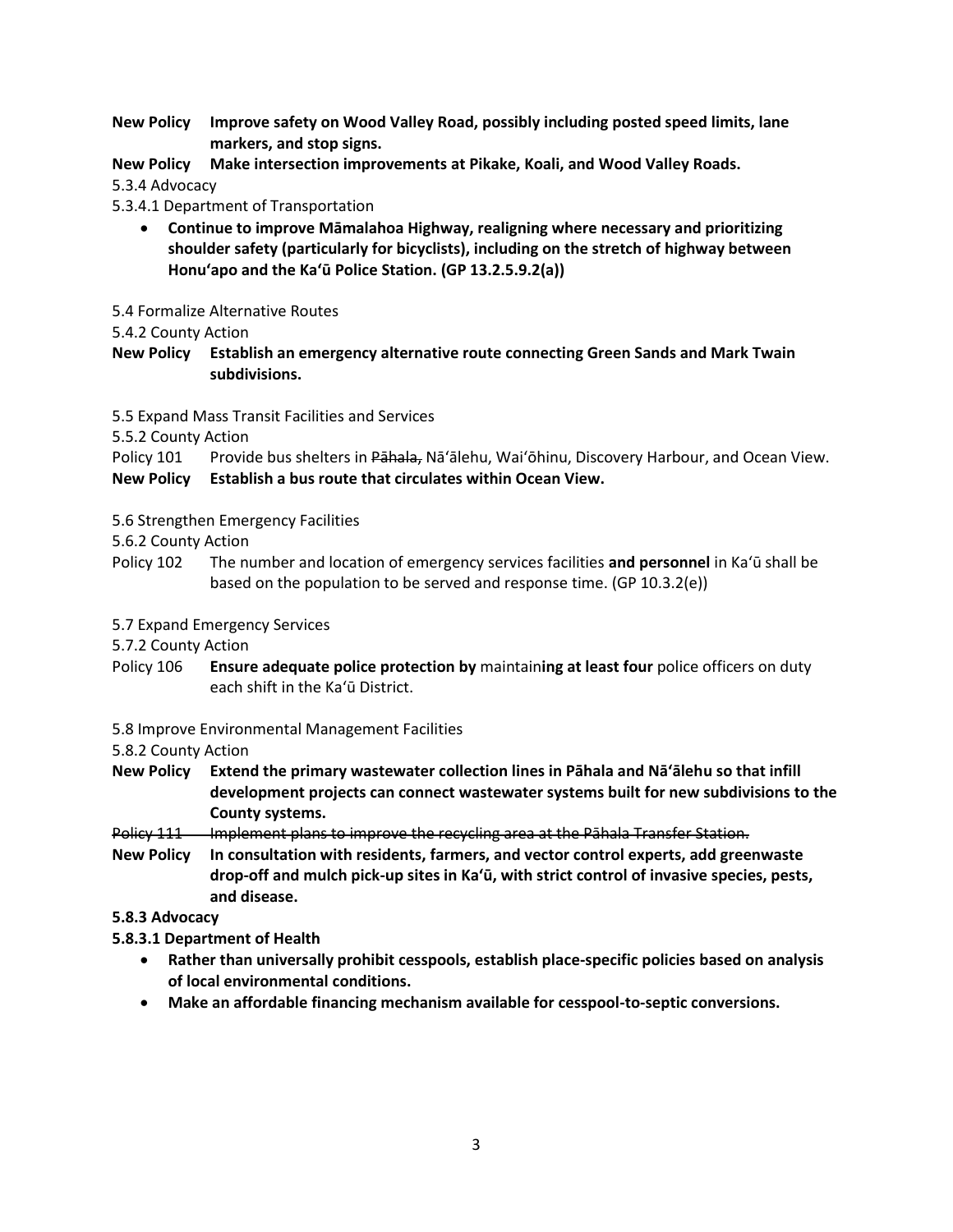**New Policy Improve safety on Wood Valley Road, possibly including posted speed limits, lane markers, and stop signs.**

**New Policy Make intersection improvements at Pikake, Koali, and Wood Valley Roads.**

5.3.4 Advocacy

5.3.4.1 Department of Transportation

- **Continue to improve Māmalahoa Highway, realigning where necessary and prioritizing shoulder safety (particularly for bicyclists), including on the stretch of highway between Honuʻapo and the Kaʻū Police Station. (GP 13.2.5.9.2(a))**

5.4 Formalize Alternative Routes

5.4.2 County Action

**New Policy Establish an emergency alternative route connecting Green Sands and Mark Twain subdivisions.**

5.5 Expand Mass Transit Facilities and Services

5.5.2 County Action

Policy 101 Provide bus shelters in ~~Pāhala,~~ Nāʻālehu, Waiʻōhinu, Discovery Harbour, and Ocean View.

**New Policy Establish a bus route that circulates within Ocean View.**

5.6 Strengthen Emergency Facilities

5.6.2 County Action

Policy 102 The number and location of emergency services facilities **and personnel** in Kaʻū shall be based on the population to be served and response time. (GP 10.3.2(e))

5.7 Expand Emergency Services

5.7.2 County Action

Policy 106 **Ensure adequate police protection by** maintain**ing at least four** police officers on duty each shift in the Kaʻū District.

5.8 Improve Environmental Management Facilities

5.8.2 County Action

**New Policy Extend the primary wastewater collection lines in Pāhala and Nāʻālehu so that infill development projects can connect wastewater systems built for new subdivisions to the County systems.**

~~Policy 111 Implement plans to improve the recycling area at the Pāhala Transfer Station.~~

**New Policy In consultation with residents, farmers, and vector control experts, add greenwaste drop-off and mulch pick-up sites in Kaʻū, with strict control of invasive species, pests, and disease.**

**5.8.3 Advocacy**

**5.8.3.1 Department of Health**

- **Rather than universally prohibit cesspools, establish place-specific policies based on analysis of local environmental conditions.**
- **Make an affordable financing mechanism available for cesspool-to-septic conversions.**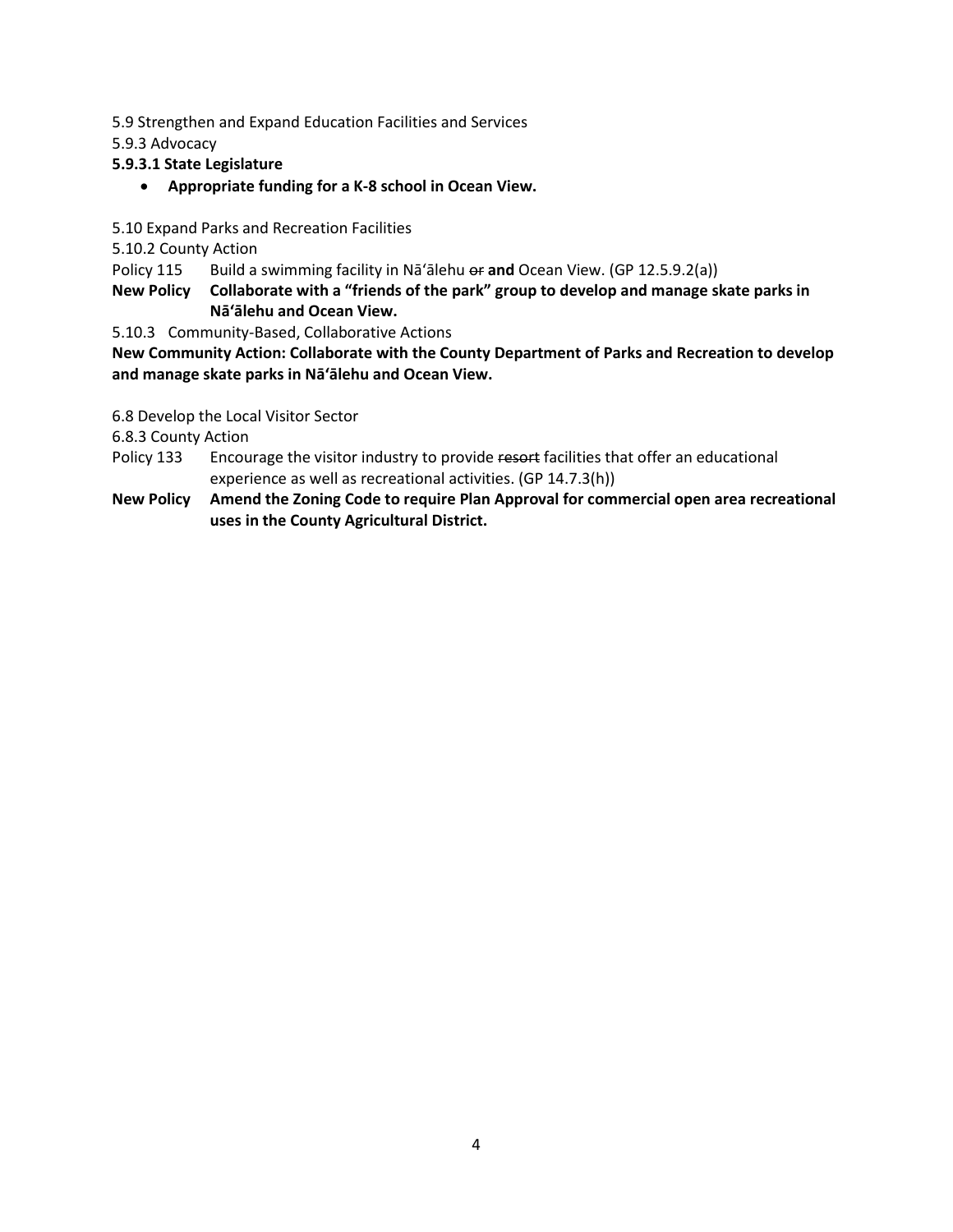5.9 Strengthen and Expand Education Facilities and Services

5.9.3 Advocacy

**5.9.3.1 State Legislature**

- **Appropriate funding for a K-8 school in Ocean View.**

5.10 Expand Parks and Recreation Facilities

5.10.2 County Action

Policy 115 Build a swimming facility in Nāʻālehu ~~or~~ **and** Ocean View. (GP 12.5.9.2(a))

**New Policy Collaborate with a "friends of the park" group to develop and manage skate parks in Nāʻālehu and Ocean View.**

5.10.3 Community-Based, Collaborative Actions

**New Community Action: Collaborate with the County Department of Parks and Recreation to develop and manage skate parks in Nāʻālehu and Ocean View.**

6.8 Develop the Local Visitor Sector

6.8.3 County Action

Policy 133 Encourage the visitor industry to provide ~~resort~~ facilities that offer an educational experience as well as recreational activities. (GP 14.7.3(h))

**New Policy Amend the Zoning Code to require Plan Approval for commercial open area recreational uses in the County Agricultural District.**